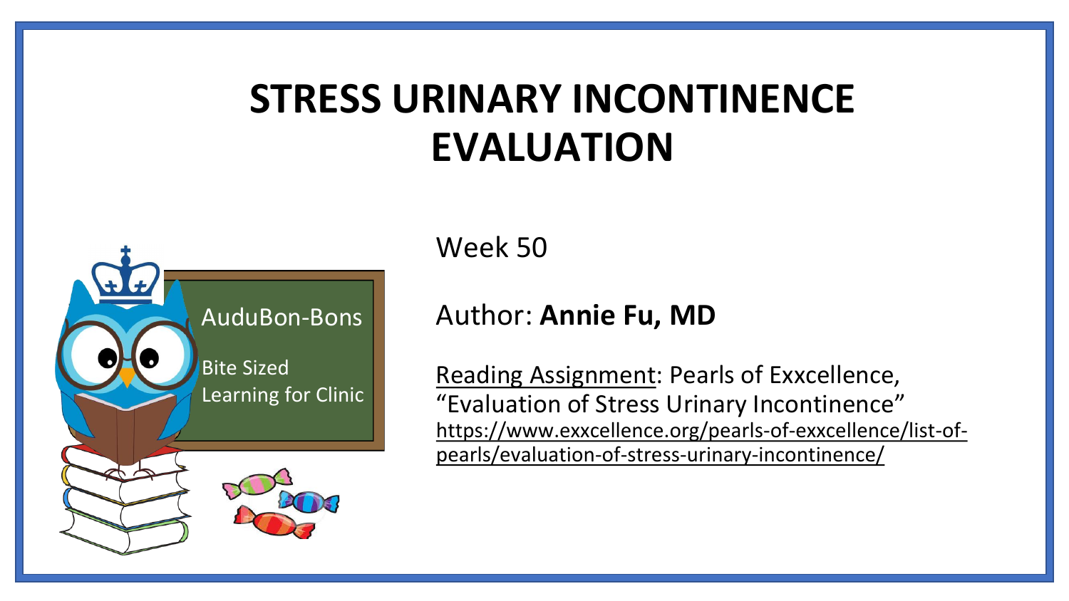# STRESS URINARY INCONTINENCE EVALUATION

AuduBon-Bons

Bite Sized Learning for Clinic

Week 50

Author: **Annie Fu, MD**

Reading Assignment: Pearls of Exxcellence, "Evaluation of Stress Urinary Incontinence"
https://www.exxcellence.org/pearls-of-exxcellence/list-of-pearls/evaluation-of-stress-urinary-incontinence/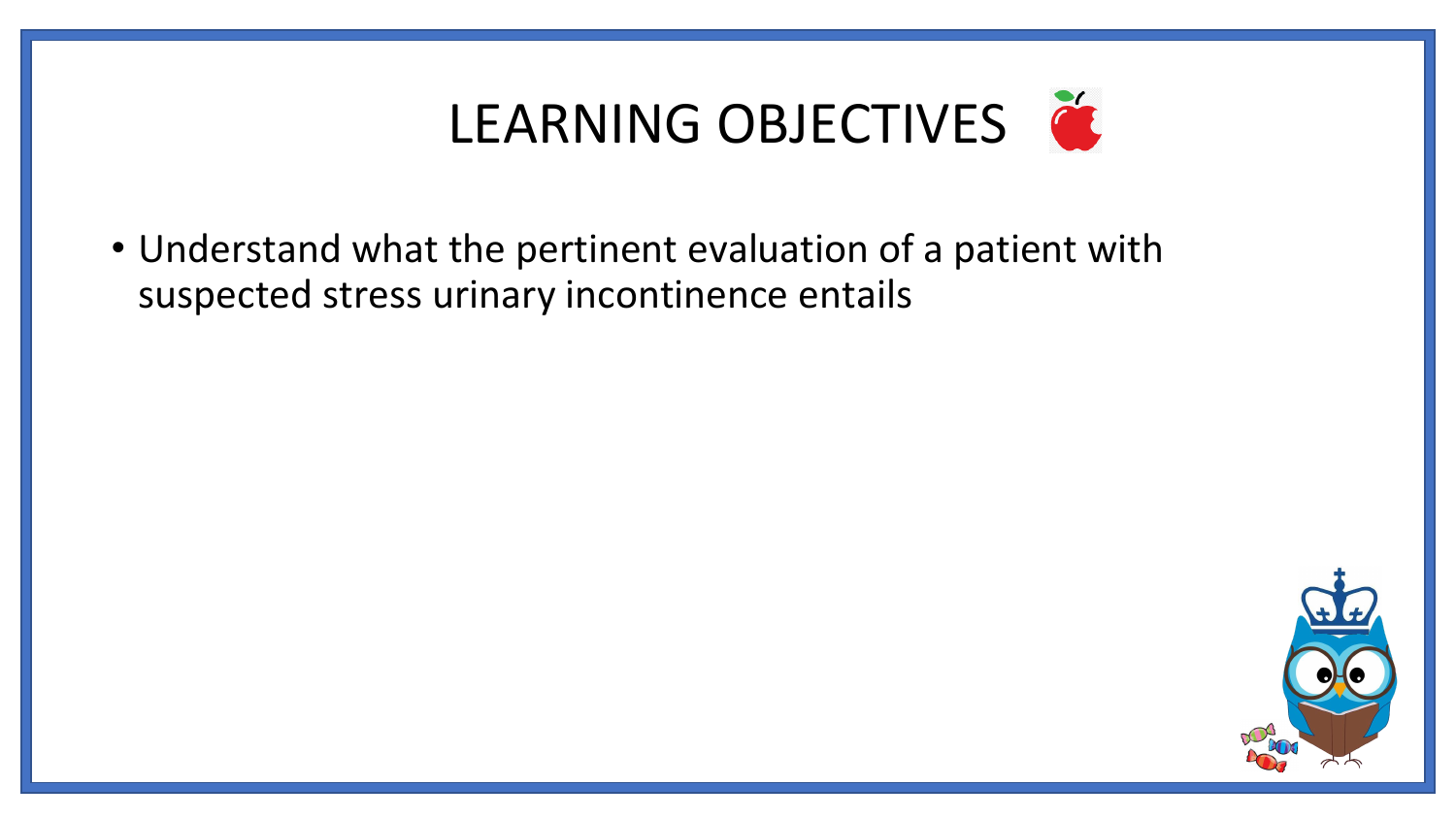# LEARNING OBJECTIVES

- Understand what the pertinent evaluation of a patient with suspected stress urinary incontinence entails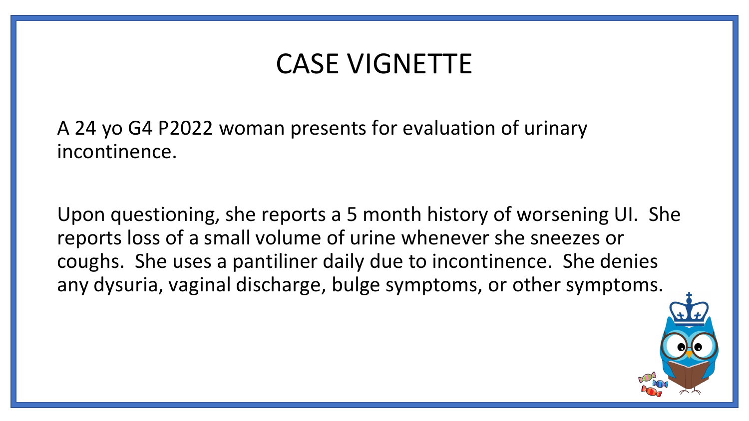# CASE VIGNETTE

A 24 yo G4 P2022 woman presents for evaluation of urinary incontinence.

Upon questioning, she reports a 5 month history of worsening UI. She reports loss of a small volume of urine whenever she sneezes or coughs. She uses a pantiliner daily due to incontinence. She denies any dysuria, vaginal discharge, bulge symptoms, or other symptoms.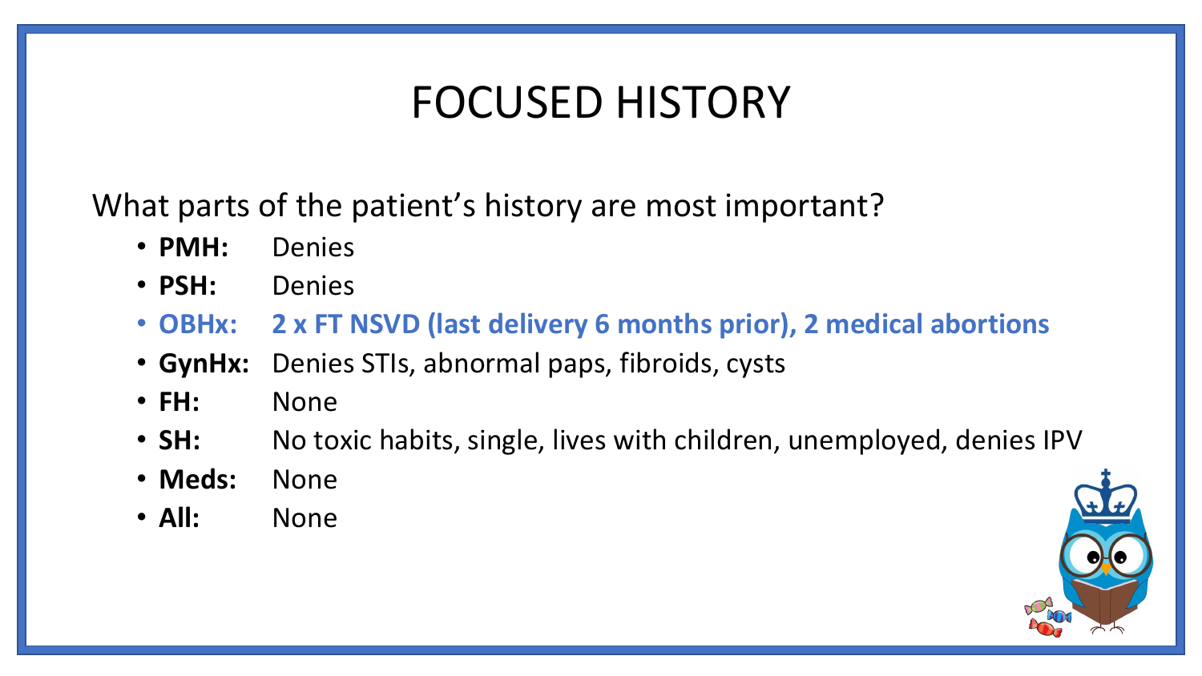# FOCUSED HISTORY

What parts of the patient's history are most important?

- **PMH:** Denies
- **PSH:** Denies
- **OBHx:** **2 x FT NSVD (last delivery 6 months prior), 2 medical abortions**
- **GynHx:** Denies STIs, abnormal paps, fibroids, cysts
- **FH:** None
- **SH:** No toxic habits, single, lives with children, unemployed, denies IPV
- **Meds:** None
- **All:** None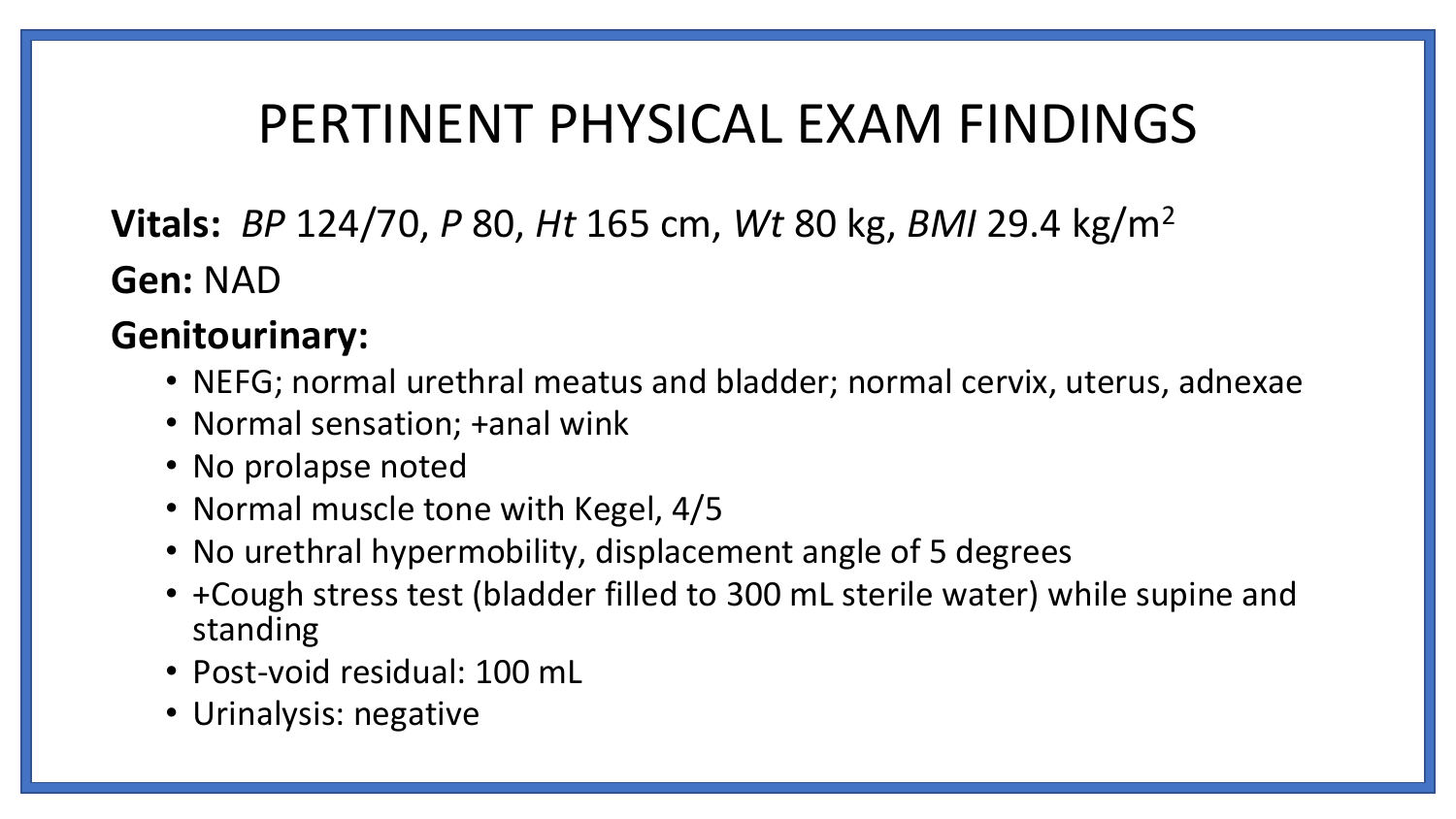# PERTINENT PHYSICAL EXAM FINDINGS

**Vitals:** *BP* 124/70, *P* 80, *Ht* 165 cm, *Wt* 80 kg, *BMI* 29.4 kg/$m^2$

**Gen:** NAD

**Genitourinary:**

- NEFG; normal urethral meatus and bladder; normal cervix, uterus, adnexae
- Normal sensation; +anal wink
- No prolapse noted
- Normal muscle tone with Kegel, 4/5
- No urethral hypermobility, displacement angle of 5 degrees
- +Cough stress test (bladder filled to 300 mL sterile water) while supine and standing
- Post-void residual: 100 mL
- Urinalysis: negative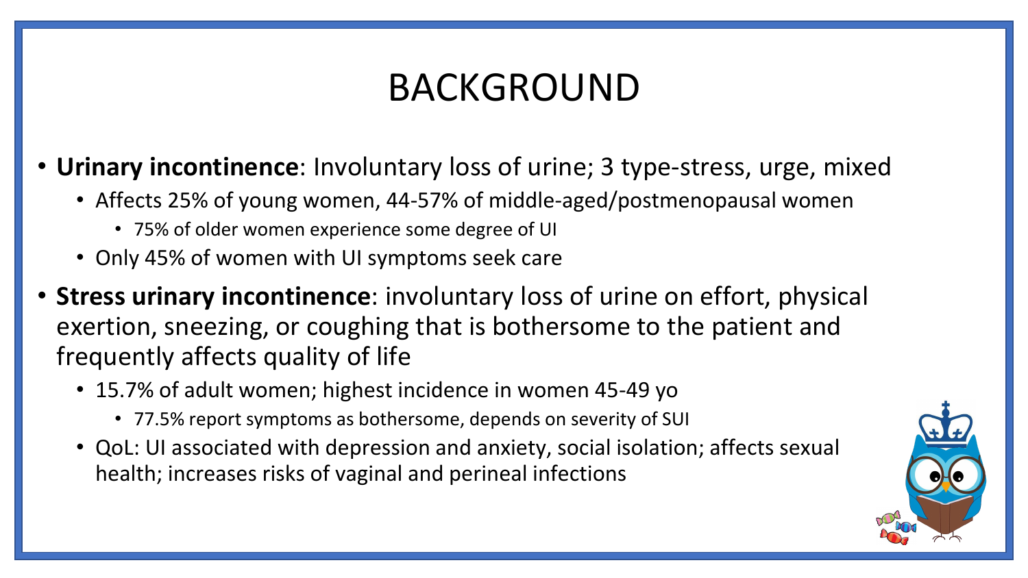# BACKGROUND

- **Urinary incontinence**: Involuntary loss of urine; 3 type-stress, urge, mixed
  - Affects 25% of young women, 44-57% of middle-aged/postmenopausal women
    - 75% of older women experience some degree of UI
  - Only 45% of women with UI symptoms seek care
- **Stress urinary incontinence**: involuntary loss of urine on effort, physical exertion, sneezing, or coughing that is bothersome to the patient and frequently affects quality of life
  - 15.7% of adult women; highest incidence in women 45-49 yo
    - 77.5% report symptoms as bothersome, depends on severity of SUI
  - QoL: UI associated with depression and anxiety, social isolation; affects sexual health; increases risks of vaginal and perineal infections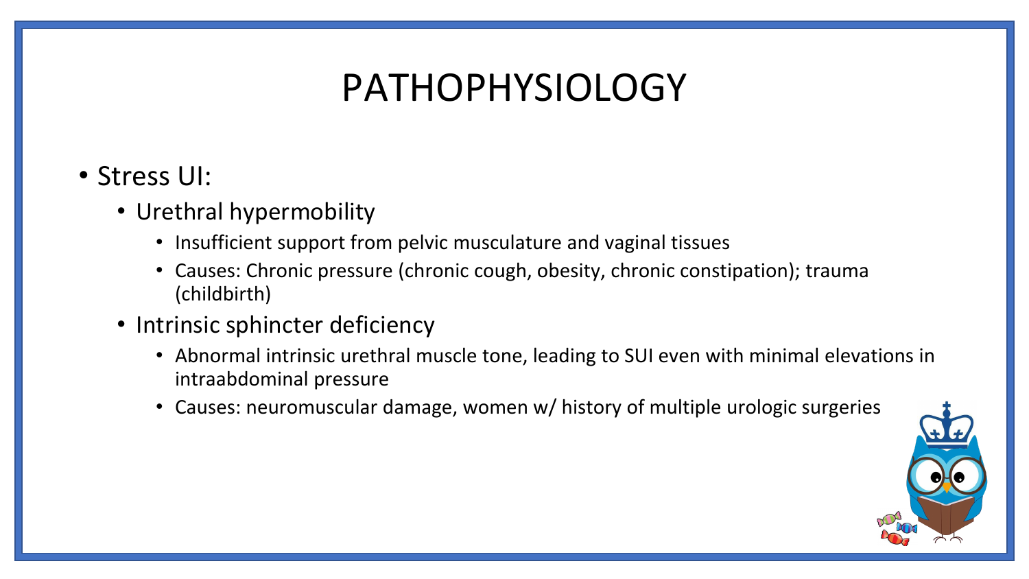# PATHOPHYSIOLOGY

- Stress UI:
  - Urethral hypermobility
    - Insufficient support from pelvic musculature and vaginal tissues
    - Causes: Chronic pressure (chronic cough, obesity, chronic constipation); trauma (childbirth)
  - Intrinsic sphincter deficiency
    - Abnormal intrinsic urethral muscle tone, leading to SUI even with minimal elevations in intraabdominal pressure
    - Causes: neuromuscular damage, women w/ history of multiple urologic surgeries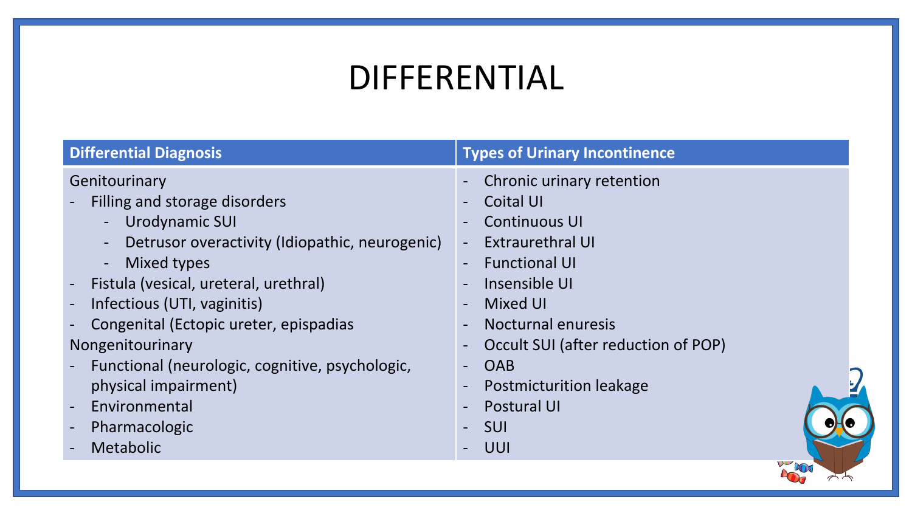# DIFFERENTIAL

| Differential Diagnosis | Types of Urinary Incontinence |
| --- | --- |
| Genitourinary<br>- Filling and storage disorders<br>&nbsp;&nbsp;&nbsp;&nbsp;- Urodynamic SUI<br>&nbsp;&nbsp;&nbsp;&nbsp;- Detrusor overactivity (Idiopathic, neurogenic)<br>&nbsp;&nbsp;&nbsp;&nbsp;- Mixed types<br>- Fistula (vesical, ureteral, urethral)<br>- Infectious (UTI, vaginitis)<br>- Congenital (Ectopic ureter, epispadias<br>Nongenitourinary<br>- Functional (neurologic, cognitive, psychologic, physical impairment)<br>- Environmental<br>- Pharmacologic<br>- Metabolic | - Chronic urinary retention<br>- Coital UI<br>- Continuous UI<br>- Extraurethral UI<br>- Functional UI<br>- Insensible UI<br>- Mixed UI<br>- Nocturnal enuresis<br>- Occult SUI (after reduction of POP)<br>- OAB<br>- Postmicturition leakage<br>- Postural UI<br>- SUI<br>- UUI |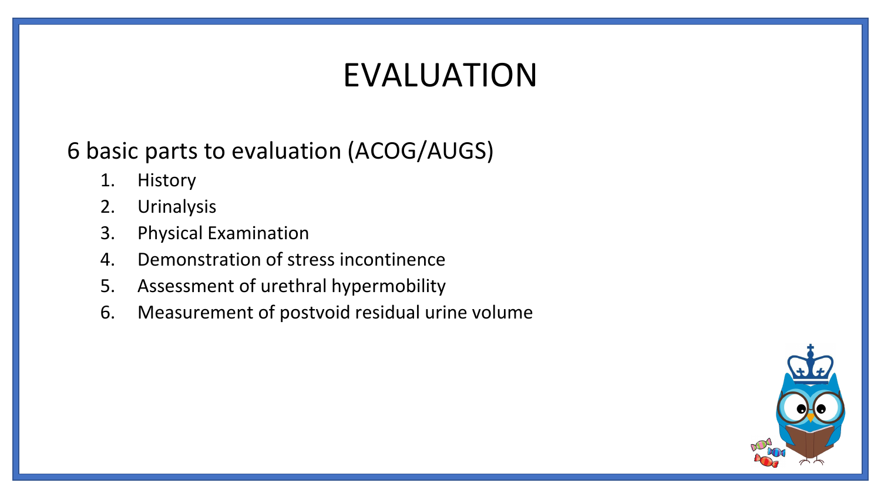# EVALUATION

6 basic parts to evaluation (ACOG/AUGS)

1. History
2. Urinalysis
3. Physical Examination
4. Demonstration of stress incontinence
5. Assessment of urethral hypermobility
6. Measurement of postvoid residual urine volume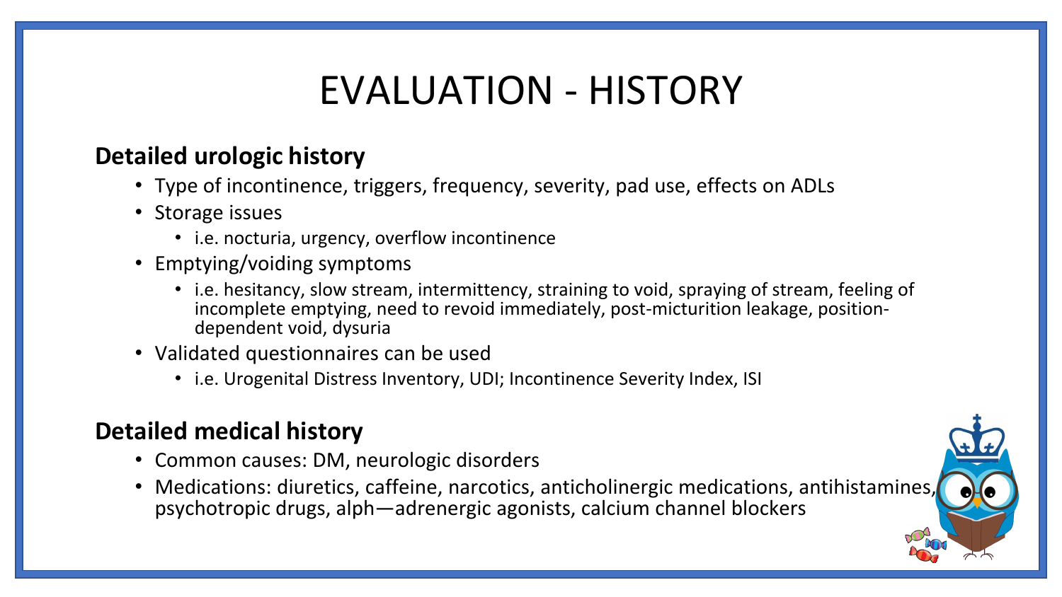# EVALUATION - HISTORY

## Detailed urologic history

- Type of incontinence, triggers, frequency, severity, pad use, effects on ADLs
- Storage issues
  - i.e. nocturia, urgency, overflow incontinence
- Emptying/voiding symptoms
  - i.e. hesitancy, slow stream, intermittency, straining to void, spraying of stream, feeling of incomplete emptying, need to revoid immediately, post-micturition leakage, position-dependent void, dysuria
- Validated questionnaires can be used
  - i.e. Urogenital Distress Inventory, UDI; Incontinence Severity Index, ISI

## Detailed medical history

- Common causes: DM, neurologic disorders
- Medications: diuretics, caffeine, narcotics, anticholinergic medications, antihistamines, psychotropic drugs, alph—adrenergic agonists, calcium channel blockers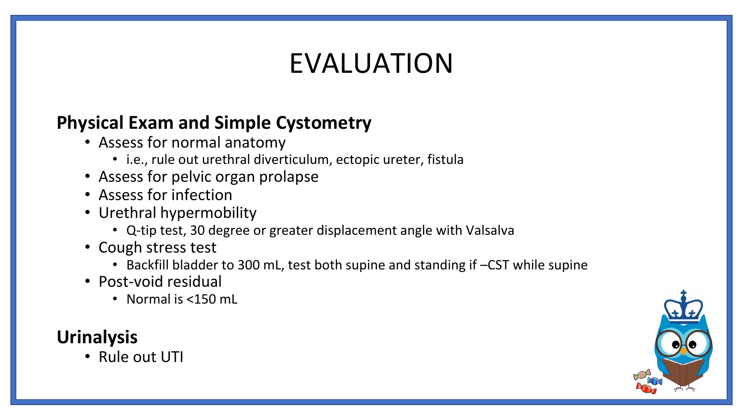# EVALUATION

**Physical Exam and Simple Cystometry**

- Assess for normal anatomy
  - i.e., rule out urethral diverticulum, ectopic ureter, fistula
- Assess for pelvic organ prolapse
- Assess for infection
- Urethral hypermobility
  - Q-tip test, 30 degree or greater displacement angle with Valsalva
- Cough stress test
  - Backfill bladder to 300 mL, test both supine and standing if –CST while supine
- Post-void residual
  - Normal is <150 mL

**Urinalysis**

- Rule out UTI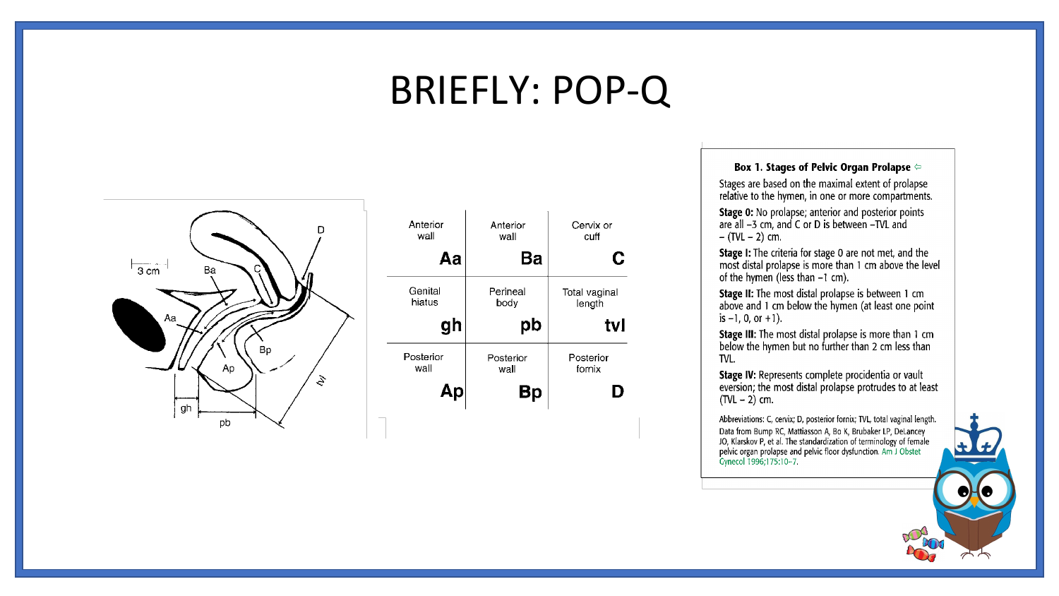# BRIEFLY: POP-Q

| Anterior wall **Aa** | Anterior wall **Ba** | Cervix or cuff **C** |
|---|---|---|
| Genital hiatus **gh** | Perineal body **pb** | Total vaginal length **tvl** |
| Posterior wall **Ap** | Posterior wall **Bp** | Posterior fornix **D** |

**Box 1. Stages of Pelvic Organ Prolapse**

Stages are based on the maximal extent of prolapse relative to the hymen, in one or more compartments.

**Stage 0:** No prolapse; anterior and posterior points are all −3 cm, and C or D is between −TVL and −(TVL − 2) cm.

**Stage I:** The criteria for stage 0 are not met, and the most distal prolapse is more than 1 cm above the level of the hymen (less than −1 cm).

**Stage II:** The most distal prolapse is between 1 cm above and 1 cm below the hymen (at least one point is −1, 0, or +1).

**Stage III:** The most distal prolapse is more than 1 cm below the hymen but no further than 2 cm less than TVL.

**Stage IV:** Represents complete procidentia or vault eversion; the most distal prolapse protrudes to at least (TVL − 2) cm.

Abbreviations: C, cervix; D, posterior fornix; TVL, total vaginal length.

Data from Bump RC, Mattiasson A, Bo K, Brubaker LP, DeLancey JO, Klarskov P, et al. The standardization of terminology of female pelvic organ prolapse and pelvic floor dysfunction. Am J Obstet Gynecol 1996;175:10–7.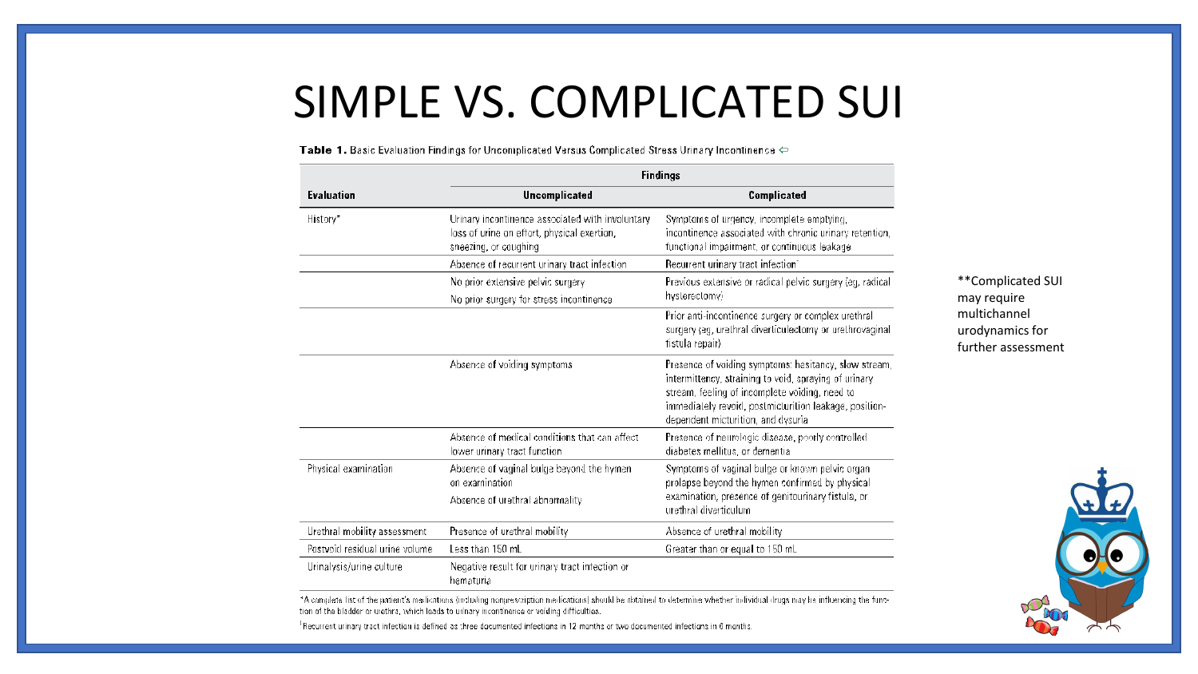# SIMPLE VS. COMPLICATED SUI

**Table 1.** Basic Evaluation Findings for Uncomplicated Versus Complicated Stress Urinary Incontinence

| Evaluation | Findings | |
|---|---|---|
| | **Uncomplicated** | **Complicated** |
| History* | Urinary incontinence associated with involuntary loss of urine on effort, physical exertion, sneezing, or coughing | Symptoms of urgency, incomplete emptying, incontinence associated with chronic urinary retention, functional impairment, or continuous leakage |
| | Absence of recurrent urinary tract infection | Recurrent urinary tract infection[†] |
| | No prior extensive pelvic surgery<br>No prior surgery for stress incontinence | Previous extensive or radical pelvic surgery (eg, radical hysterectomy) |
| | | Prior anti-incontinence surgery or complex urethral surgery (eg, urethral diverticulectomy or urethrovaginal fistula repair) |
| | Absence of voiding symptoms | Presence of voiding symptoms: hesitancy, slow stream, intermittency, straining to void, spraying of urinary stream, feeling of incomplete voiding, need to immediately revoid, postmicturition leakage, position-dependent micturition, and dysuria |
| | Absence of medical conditions that can affect lower urinary tract function | Presence of neurologic disease, poorly controlled diabetes mellitus, or dementia |
| Physical examination | Absence of vaginal bulge beyond the hymen on examination<br>Absence of urethral abnormality | Symptoms of vaginal bulge or known pelvic organ prolapse beyond the hymen confirmed by physical examination, presence of genitourinary fistula, or urethral diverticulum |
| Urethral mobility assessment | Presence of urethral mobility | Absence of urethral mobility |
| Postvoid residual urine volume | Less than 150 mL | Greater than or equal to 150 mL |
| Urinalysis/urine culture | Negative result for urinary tract infection or hematuria | |

*A complete list of the patient's medications (including nonprescription medications) should be obtained to determine whether individual drugs may be influencing the function of the bladder or urethra, which leads to urinary incontinence or voiding difficulties.

[†]Recurrent urinary tract infection is defined as three documented infections in 12 months or two documented infections in 6 months.

**Complicated SUI may require multichannel urodynamics for further assessment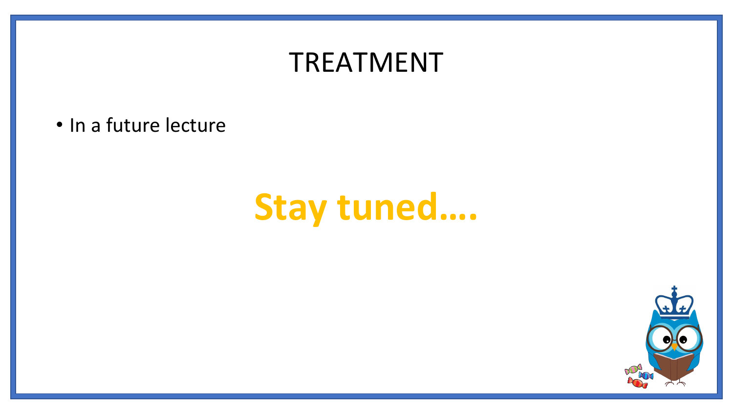# TREATMENT

- In a future lecture

**Stay tuned….**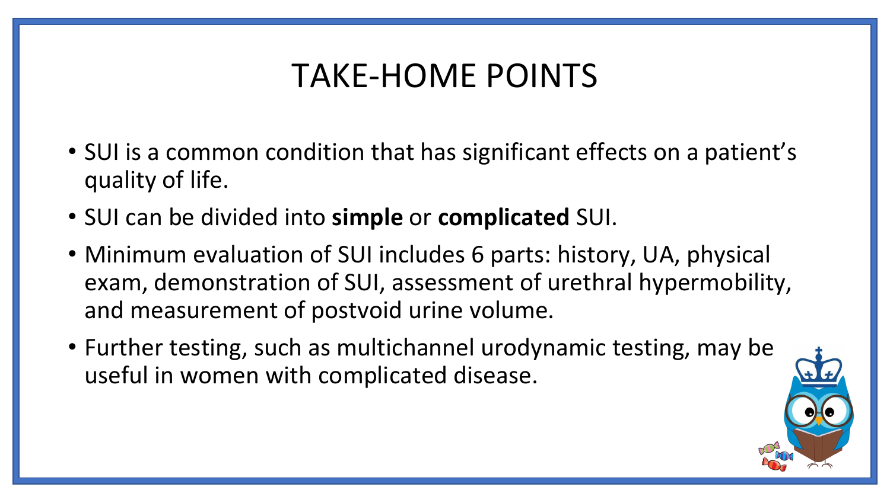# TAKE-HOME POINTS

- SUI is a common condition that has significant effects on a patient's quality of life.
- SUI can be divided into **simple** or **complicated** SUI.
- Minimum evaluation of SUI includes 6 parts: history, UA, physical exam, demonstration of SUI, assessment of urethral hypermobility, and measurement of postvoid urine volume.
- Further testing, such as multichannel urodynamic testing, may be useful in women with complicated disease.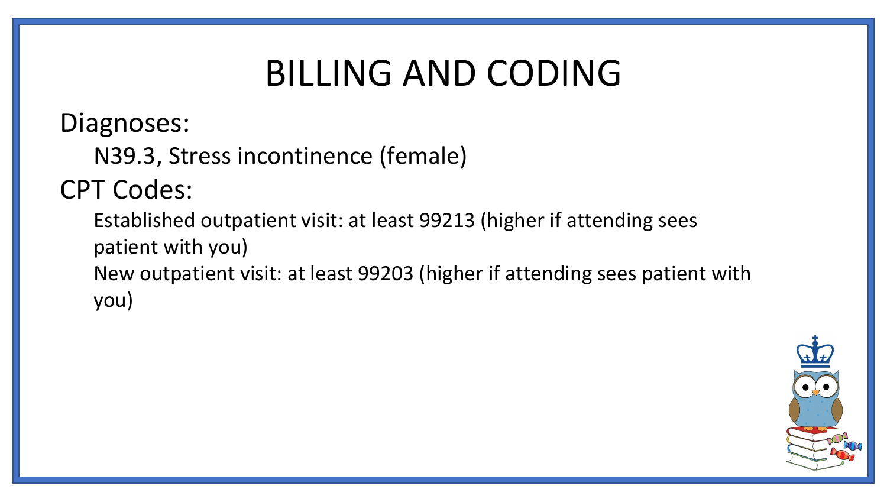# BILLING AND CODING

Diagnoses:

- N39.3, Stress incontinence (female)

CPT Codes:

- Established outpatient visit: at least 99213 (higher if attending sees patient with you)
- New outpatient visit: at least 99203 (higher if attending sees patient with you)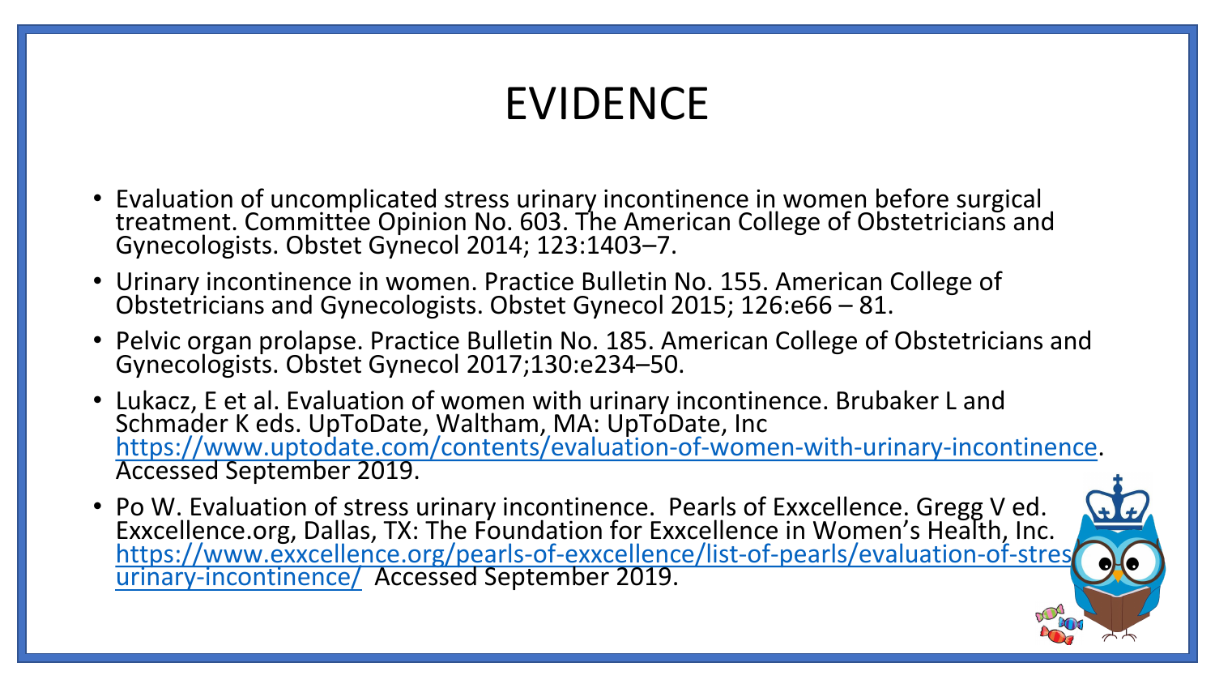# EVIDENCE

- Evaluation of uncomplicated stress urinary incontinence in women before surgical treatment. Committee Opinion No. 603. The American College of Obstetricians and Gynecologists. Obstet Gynecol 2014; 123:1403–7.
- Urinary incontinence in women. Practice Bulletin No. 155. American College of Obstetricians and Gynecologists. Obstet Gynecol 2015; 126:e66 – 81.
- Pelvic organ prolapse. Practice Bulletin No. 185. American College of Obstetricians and Gynecologists. Obstet Gynecol 2017;130:e234–50.
- Lukacz, E et al. Evaluation of women with urinary incontinence. Brubaker L and Schmader K eds. UpToDate, Waltham, MA: UpToDate, Inc https://www.uptodate.com/contents/evaluation-of-women-with-urinary-incontinence. Accessed September 2019.
- Po W. Evaluation of stress urinary incontinence. Pearls of Exxcellence. Gregg V ed. Exxcellence.org, Dallas, TX: The Foundation for Exxcellence in Women's Health, Inc. https://www.exxcellence.org/pearls-of-exxcellence/list-of-pearls/evaluation-of-stress-urinary-incontinence/ Accessed September 2019.